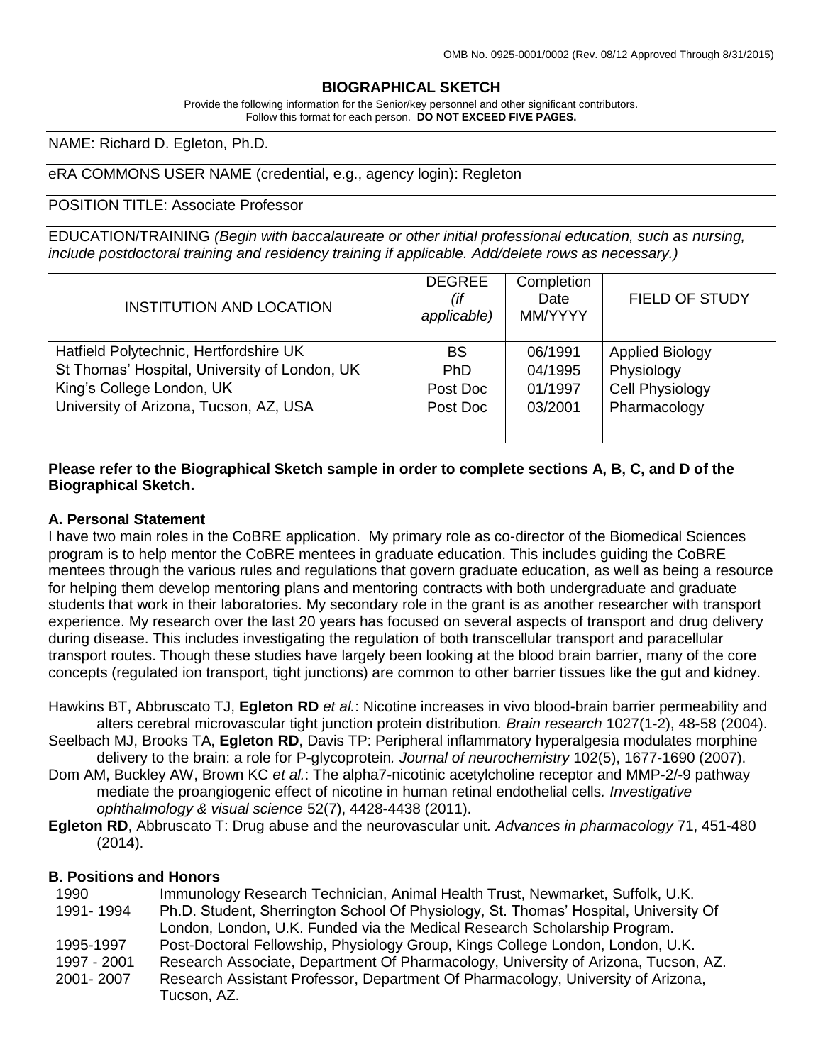OMB No. 0925-0001/0002 (Rev. 08/12 Approved Through 8/31/2015)

## BIOGRAPHICAL SKETCH

Provide the following information for the Senior/key personnel and other significant contributors.
Follow this format for each person. **DO NOT EXCEED FIVE PAGES.**

NAME: Richard D. Egleton, Ph.D.

eRA COMMONS USER NAME (credential, e.g., agency login): Regleton

POSITION TITLE: Associate Professor

EDUCATION/TRAINING *(Begin with baccalaureate or other initial professional education, such as nursing, include postdoctoral training and residency training if applicable. Add/delete rows as necessary.)*

| INSTITUTION AND LOCATION | DEGREE *(if applicable)* | Completion Date MM/YYYY | FIELD OF STUDY |
|---|---|---|---|
| Hatfield Polytechnic, Hertfordshire UK | BS | 06/1991 | Applied Biology |
| St Thomas' Hospital, University of London, UK | PhD | 04/1995 | Physiology |
| King's College London, UK | Post Doc | 01/1997 | Cell Physiology |
| University of Arizona, Tucson, AZ, USA | Post Doc | 03/2001 | Pharmacology |

**Please refer to the Biographical Sketch sample in order to complete sections A, B, C, and D of the Biographical Sketch.**

### A. Personal Statement

I have two main roles in the CoBRE application. My primary role as co-director of the Biomedical Sciences program is to help mentor the CoBRE mentees in graduate education. This includes guiding the CoBRE mentees through the various rules and regulations that govern graduate education, as well as being a resource for helping them develop mentoring plans and mentoring contracts with both undergraduate and graduate students that work in their laboratories. My secondary role in the grant is as another researcher with transport experience. My research over the last 20 years has focused on several aspects of transport and drug delivery during disease. This includes investigating the regulation of both transcellular transport and paracellular transport routes. Though these studies have largely been looking at the blood brain barrier, many of the core concepts (regulated ion transport, tight junctions) are common to other barrier tissues like the gut and kidney.

Hawkins BT, Abbruscato TJ, **Egleton RD** *et al.*: Nicotine increases in vivo blood-brain barrier permeability and alters cerebral microvascular tight junction protein distribution*. Brain research* 1027(1-2), 48-58 (2004).

Seelbach MJ, Brooks TA, **Egleton RD**, Davis TP: Peripheral inflammatory hyperalgesia modulates morphine delivery to the brain: a role for P-glycoprotein*. Journal of neurochemistry* 102(5), 1677-1690 (2007).

Dom AM, Buckley AW, Brown KC *et al.*: The alpha7-nicotinic acetylcholine receptor and MMP-2/-9 pathway mediate the proangiogenic effect of nicotine in human retinal endothelial cells*. Investigative ophthalmology & visual science* 52(7), 4428-4438 (2011).

**Egleton RD**, Abbruscato T: Drug abuse and the neurovascular unit*. Advances in pharmacology* 71, 451-480 (2014).

### B. Positions and Honors

| | |
|---|---|
| 1990 | Immunology Research Technician, Animal Health Trust, Newmarket, Suffolk, U.K. |
| 1991- 1994 | Ph.D. Student, Sherrington School Of Physiology, St. Thomas' Hospital, University Of London, London, U.K. Funded via the Medical Research Scholarship Program. |
| 1995-1997 | Post-Doctoral Fellowship, Physiology Group, Kings College London, London, U.K. |
| 1997 - 2001 | Research Associate, Department Of Pharmacology, University of Arizona, Tucson, AZ. |
| 2001- 2007 | Research Assistant Professor, Department Of Pharmacology, University of Arizona, Tucson, AZ. |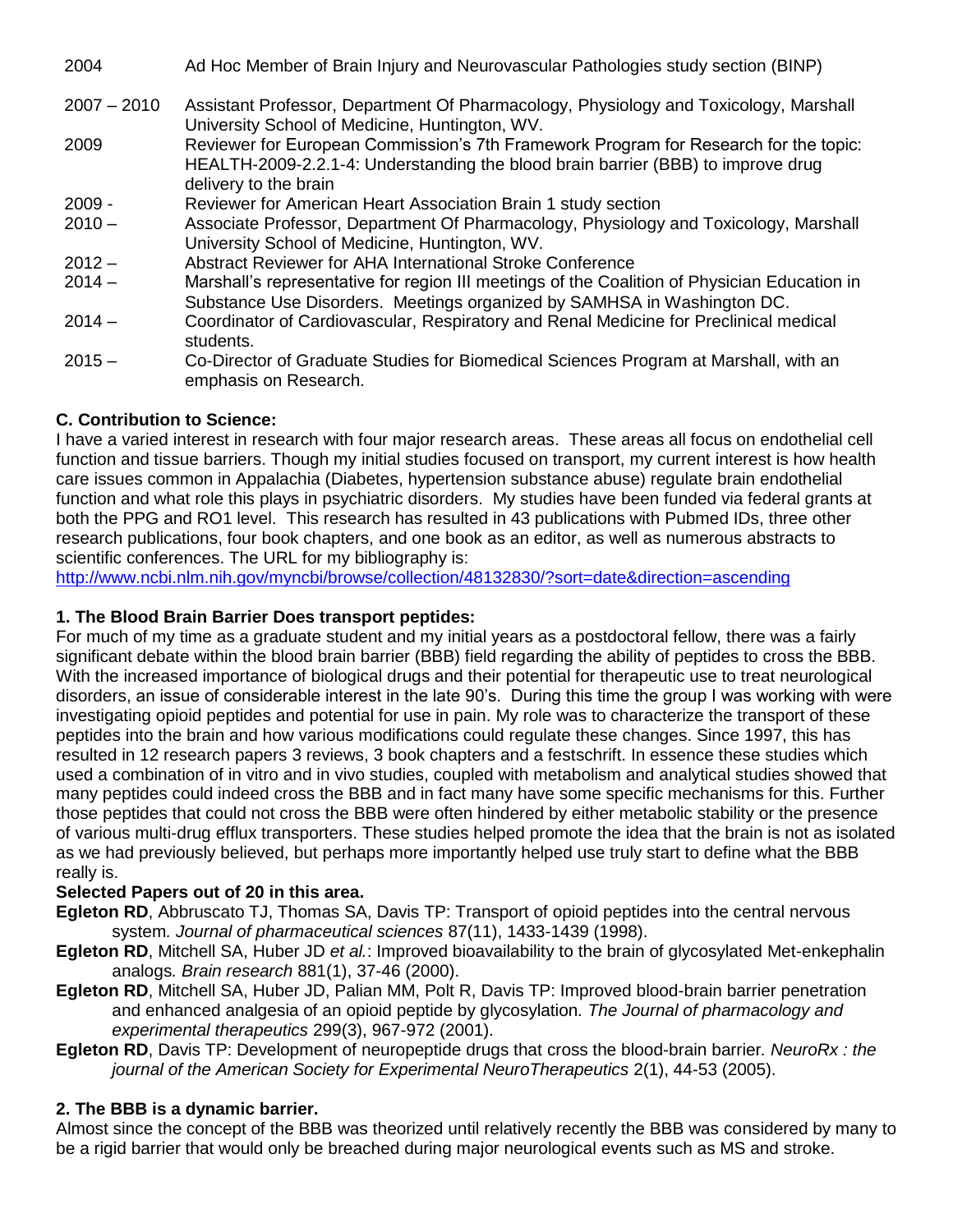| | |
|---|---|
| 2004 | Ad Hoc Member of Brain Injury and Neurovascular Pathologies study section (BINP) |
| 2007 – 2010 | Assistant Professor, Department Of Pharmacology, Physiology and Toxicology, Marshall University School of Medicine, Huntington, WV. |
| 2009 | Reviewer for European Commission's 7th Framework Program for Research for the topic: HEALTH-2009-2.2.1-4: Understanding the blood brain barrier (BBB) to improve drug delivery to the brain |
| 2009 - | Reviewer for American Heart Association Brain 1 study section |
| 2010 – | Associate Professor, Department Of Pharmacology, Physiology and Toxicology, Marshall University School of Medicine, Huntington, WV. |
| 2012 – | Abstract Reviewer for AHA International Stroke Conference |
| 2014 – | Marshall's representative for region III meetings of the Coalition of Physician Education in Substance Use Disorders. Meetings organized by SAMHSA in Washington DC. |
| 2014 – | Coordinator of Cardiovascular, Respiratory and Renal Medicine for Preclinical medical students. |
| 2015 – | Co-Director of Graduate Studies for Biomedical Sciences Program at Marshall, with an emphasis on Research. |

**C. Contribution to Science:**

I have a varied interest in research with four major research areas. These areas all focus on endothelial cell function and tissue barriers. Though my initial studies focused on transport, my current interest is how health care issues common in Appalachia (Diabetes, hypertension substance abuse) regulate brain endothelial function and what role this plays in psychiatric disorders. My studies have been funded via federal grants at both the PPG and RO1 level. This research has resulted in 43 publications with Pubmed IDs, three other research publications, four book chapters, and one book as an editor, as well as numerous abstracts to scientific conferences. The URL for my bibliography is:
http://www.ncbi.nlm.nih.gov/myncbi/browse/collection/48132830/?sort=date&direction=ascending

**1. The Blood Brain Barrier Does transport peptides:**

For much of my time as a graduate student and my initial years as a postdoctoral fellow, there was a fairly significant debate within the blood brain barrier (BBB) field regarding the ability of peptides to cross the BBB. With the increased importance of biological drugs and their potential for therapeutic use to treat neurological disorders, an issue of considerable interest in the late 90's. During this time the group I was working with were investigating opioid peptides and potential for use in pain. My role was to characterize the transport of these peptides into the brain and how various modifications could regulate these changes. Since 1997, this has resulted in 12 research papers 3 reviews, 3 book chapters and a festschrift. In essence these studies which used a combination of in vitro and in vivo studies, coupled with metabolism and analytical studies showed that many peptides could indeed cross the BBB and in fact many have some specific mechanisms for this. Further those peptides that could not cross the BBB were often hindered by either metabolic stability or the presence of various multi-drug efflux transporters. These studies helped promote the idea that the brain is not as isolated as we had previously believed, but perhaps more importantly helped use truly start to define what the BBB really is.

**Selected Papers out of 20 in this area.**

**Egleton RD**, Abbruscato TJ, Thomas SA, Davis TP: Transport of opioid peptides into the central nervous system*. Journal of pharmaceutical sciences* 87(11), 1433-1439 (1998).

**Egleton RD**, Mitchell SA, Huber JD *et al.*: Improved bioavailability to the brain of glycosylated Met-enkephalin analogs*. Brain research* 881(1), 37-46 (2000).

**Egleton RD**, Mitchell SA, Huber JD, Palian MM, Polt R, Davis TP: Improved blood-brain barrier penetration and enhanced analgesia of an opioid peptide by glycosylation*. The Journal of pharmacology and experimental therapeutics* 299(3), 967-972 (2001).

**Egleton RD**, Davis TP: Development of neuropeptide drugs that cross the blood-brain barrier*. NeuroRx : the journal of the American Society for Experimental NeuroTherapeutics* 2(1), 44-53 (2005).

**2. The BBB is a dynamic barrier.**

Almost since the concept of the BBB was theorized until relatively recently the BBB was considered by many to be a rigid barrier that would only be breached during major neurological events such as MS and stroke.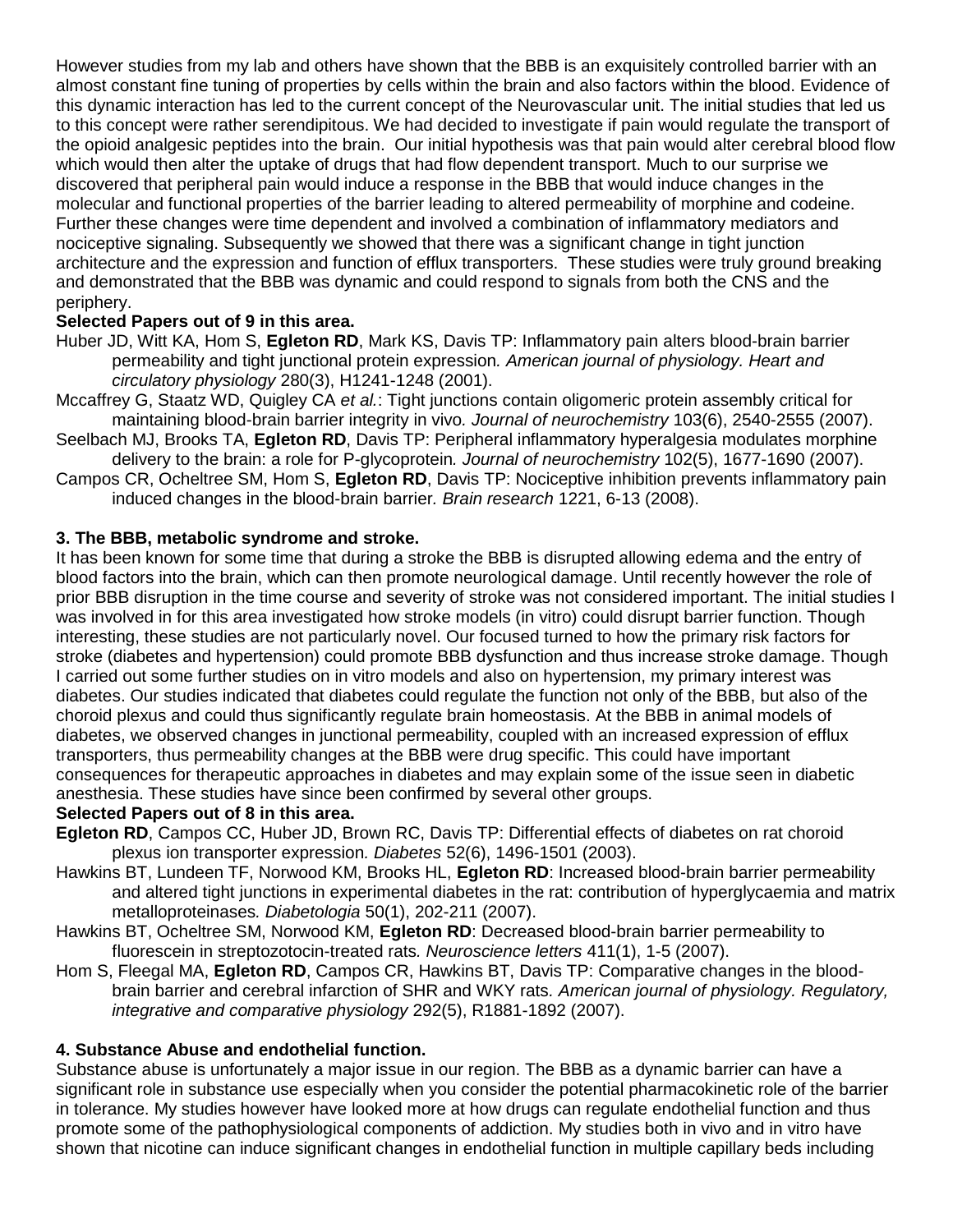However studies from my lab and others have shown that the BBB is an exquisitely controlled barrier with an almost constant fine tuning of properties by cells within the brain and also factors within the blood. Evidence of this dynamic interaction has led to the current concept of the Neurovascular unit. The initial studies that led us to this concept were rather serendipitous. We had decided to investigate if pain would regulate the transport of the opioid analgesic peptides into the brain. Our initial hypothesis was that pain would alter cerebral blood flow which would then alter the uptake of drugs that had flow dependent transport. Much to our surprise we discovered that peripheral pain would induce a response in the BBB that would induce changes in the molecular and functional properties of the barrier leading to altered permeability of morphine and codeine. Further these changes were time dependent and involved a combination of inflammatory mediators and nociceptive signaling. Subsequently we showed that there was a significant change in tight junction architecture and the expression and function of efflux transporters. These studies were truly ground breaking and demonstrated that the BBB was dynamic and could respond to signals from both the CNS and the periphery.

**Selected Papers out of 9 in this area.**

Huber JD, Witt KA, Hom S, **Egleton RD**, Mark KS, Davis TP: Inflammatory pain alters blood-brain barrier permeability and tight junctional protein expression*. American journal of physiology. Heart and circulatory physiology* 280(3), H1241-1248 (2001).

Mccaffrey G, Staatz WD, Quigley CA *et al.*: Tight junctions contain oligomeric protein assembly critical for maintaining blood-brain barrier integrity in vivo*. Journal of neurochemistry* 103(6), 2540-2555 (2007).

Seelbach MJ, Brooks TA, **Egleton RD**, Davis TP: Peripheral inflammatory hyperalgesia modulates morphine delivery to the brain: a role for P-glycoprotein*. Journal of neurochemistry* 102(5), 1677-1690 (2007).

Campos CR, Ocheltree SM, Hom S, **Egleton RD**, Davis TP: Nociceptive inhibition prevents inflammatory pain induced changes in the blood-brain barrier*. Brain research* 1221, 6-13 (2008).

### 3. The BBB, metabolic syndrome and stroke.

It has been known for some time that during a stroke the BBB is disrupted allowing edema and the entry of blood factors into the brain, which can then promote neurological damage. Until recently however the role of prior BBB disruption in the time course and severity of stroke was not considered important. The initial studies I was involved in for this area investigated how stroke models (in vitro) could disrupt barrier function. Though interesting, these studies are not particularly novel. Our focused turned to how the primary risk factors for stroke (diabetes and hypertension) could promote BBB dysfunction and thus increase stroke damage. Though I carried out some further studies on in vitro models and also on hypertension, my primary interest was diabetes. Our studies indicated that diabetes could regulate the function not only of the BBB, but also of the choroid plexus and could thus significantly regulate brain homeostasis. At the BBB in animal models of diabetes, we observed changes in junctional permeability, coupled with an increased expression of efflux transporters, thus permeability changes at the BBB were drug specific. This could have important consequences for therapeutic approaches in diabetes and may explain some of the issue seen in diabetic anesthesia. These studies have since been confirmed by several other groups.

**Selected Papers out of 8 in this area.**

**Egleton RD**, Campos CC, Huber JD, Brown RC, Davis TP: Differential effects of diabetes on rat choroid plexus ion transporter expression*. Diabetes* 52(6), 1496-1501 (2003).

Hawkins BT, Lundeen TF, Norwood KM, Brooks HL, **Egleton RD**: Increased blood-brain barrier permeability and altered tight junctions in experimental diabetes in the rat: contribution of hyperglycaemia and matrix metalloproteinases*. Diabetologia* 50(1), 202-211 (2007).

Hawkins BT, Ocheltree SM, Norwood KM, **Egleton RD**: Decreased blood-brain barrier permeability to fluorescein in streptozotocin-treated rats*. Neuroscience letters* 411(1), 1-5 (2007).

Hom S, Fleegal MA, **Egleton RD**, Campos CR, Hawkins BT, Davis TP: Comparative changes in the blood-brain barrier and cerebral infarction of SHR and WKY rats*. American journal of physiology. Regulatory, integrative and comparative physiology* 292(5), R1881-1892 (2007).

### 4. Substance Abuse and endothelial function.

Substance abuse is unfortunately a major issue in our region. The BBB as a dynamic barrier can have a significant role in substance use especially when you consider the potential pharmacokinetic role of the barrier in tolerance. My studies however have looked more at how drugs can regulate endothelial function and thus promote some of the pathophysiological components of addiction. My studies both in vivo and in vitro have shown that nicotine can induce significant changes in endothelial function in multiple capillary beds including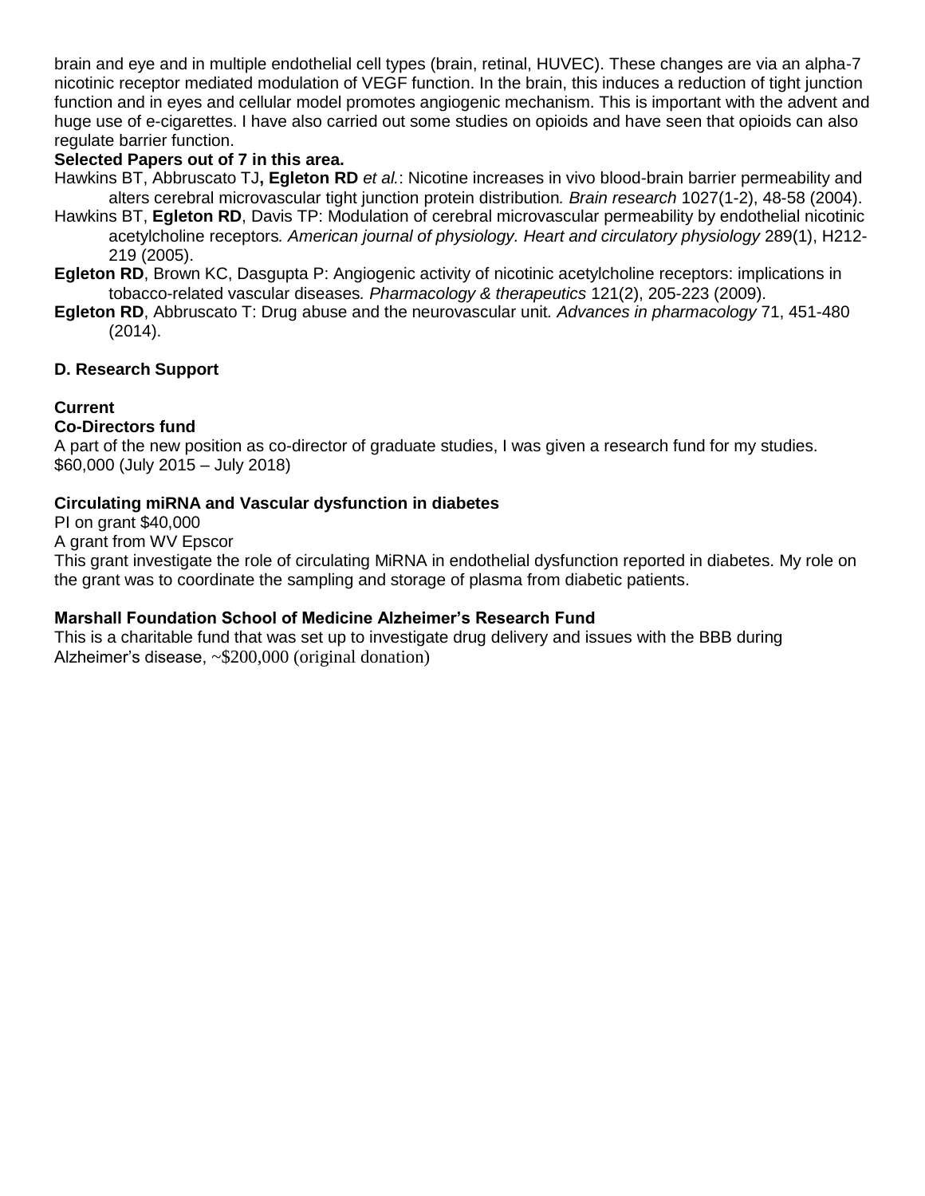brain and eye and in multiple endothelial cell types (brain, retinal, HUVEC). These changes are via an alpha-7 nicotinic receptor mediated modulation of VEGF function. In the brain, this induces a reduction of tight junction function and in eyes and cellular model promotes angiogenic mechanism. This is important with the advent and huge use of e-cigarettes. I have also carried out some studies on opioids and have seen that opioids can also regulate barrier function.

**Selected Papers out of 7 in this area.**

Hawkins BT, Abbruscato TJ**, Egleton RD** *et al.*: Nicotine increases in vivo blood-brain barrier permeability and alters cerebral microvascular tight junction protein distribution*. Brain research* 1027(1-2), 48-58 (2004).

Hawkins BT, **Egleton RD**, Davis TP: Modulation of cerebral microvascular permeability by endothelial nicotinic acetylcholine receptors*. American journal of physiology. Heart and circulatory physiology* 289(1), H212-219 (2005).

**Egleton RD**, Brown KC, Dasgupta P: Angiogenic activity of nicotinic acetylcholine receptors: implications in tobacco-related vascular diseases*. Pharmacology & therapeutics* 121(2), 205-223 (2009).

**Egleton RD**, Abbruscato T: Drug abuse and the neurovascular unit*. Advances in pharmacology* 71, 451-480 (2014).

**D. Research Support**

**Current**

**Co-Directors fund**

A part of the new position as co-director of graduate studies, I was given a research fund for my studies. $60,000 (July 2015 – July 2018)

**Circulating miRNA and Vascular dysfunction in diabetes**

PI on grant $40,000

A grant from WV Epscor

This grant investigate the role of circulating MiRNA in endothelial dysfunction reported in diabetes. My role on the grant was to coordinate the sampling and storage of plasma from diabetic patients.

**Marshall Foundation School of Medicine Alzheimer's Research Fund**

This is a charitable fund that was set up to investigate drug delivery and issues with the BBB during Alzheimer's disease, ~$200,000 (original donation)